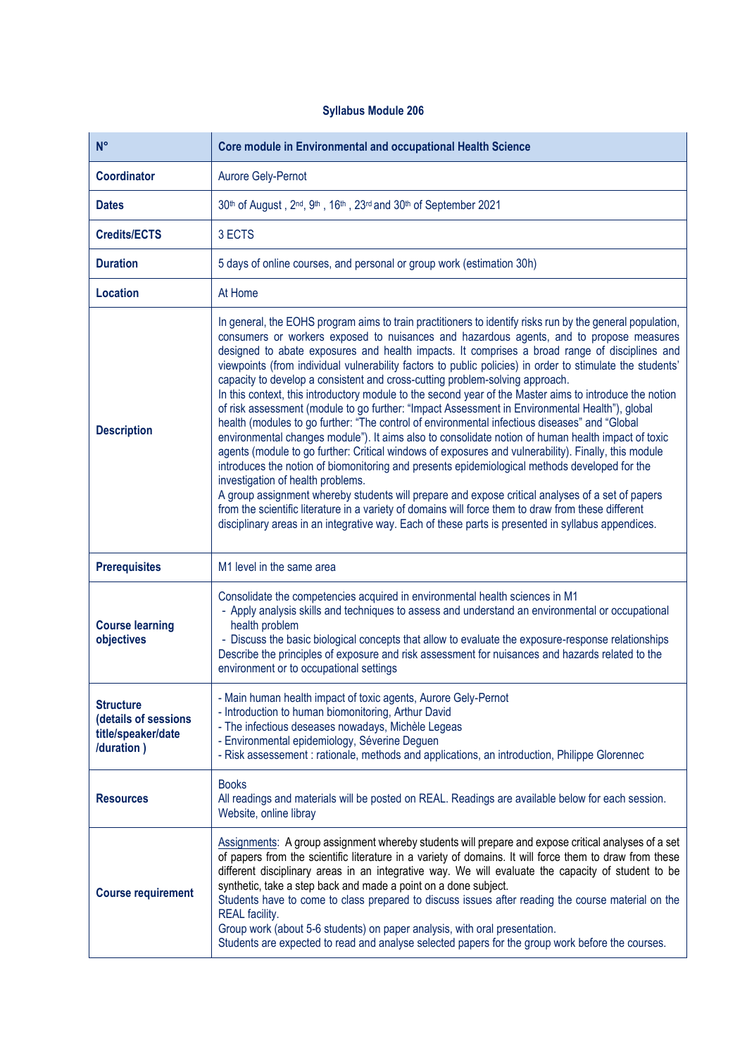# Syllabus Module 206

| N° | Core module in Environmental and occupational Health Science |
|---|---|
| **Coordinator** | Aurore Gely-Pernot |
| **Dates** | 30th of August , 2nd, 9th , 16th , 23rd and 30th of September 2021 |
| **Credits/ECTS** | 3 ECTS |
| **Duration** | 5 days of online courses, and personal or group work (estimation 30h) |
| **Location** | At Home |
| **Description** | In general, the EOHS program aims to train practitioners to identify risks run by the general population, consumers or workers exposed to nuisances and hazardous agents, and to propose measures designed to abate exposures and health impacts. It comprises a broad range of disciplines and viewpoints (from individual vulnerability factors to public policies) in order to stimulate the students' capacity to develop a consistent and cross-cutting problem-solving approach.<br>In this context, this introductory module to the second year of the Master aims to introduce the notion of risk assessment (module to go further: "Impact Assessment in Environmental Health"), global health (modules to go further: "The control of environmental infectious diseases" and "Global environmental changes module"). It aims also to consolidate notion of human health impact of toxic agents (module to go further: Critical windows of exposures and vulnerability). Finally, this module introduces the notion of biomonitoring and presents epidemiological methods developed for the investigation of health problems.<br>A group assignment whereby students will prepare and expose critical analyses of a set of papers from the scientific literature in a variety of domains will force them to draw from these different disciplinary areas in an integrative way. Each of these parts is presented in syllabus appendices. |
| **Prerequisites** | M1 level in the same area |
| **Course learning objectives** | Consolidate the competencies acquired in environmental health sciences in M1<br>- Apply analysis skills and techniques to assess and understand an environmental or occupational health problem<br>- Discuss the basic biological concepts that allow to evaluate the exposure-response relationships<br>Describe the principles of exposure and risk assessment for nuisances and hazards related to the environment or to occupational settings |
| **Structure (details of sessions title/speaker/date /duration )** | - Main human health impact of toxic agents, Aurore Gely-Pernot<br>- Introduction to human biomonitoring, Arthur David<br>- The infectious deseases nowadays, Michèle Legeas<br>- Environmental epidemiology, Séverine Deguen<br>- Risk assessement : rationale, methods and applications, an introduction, Philippe Glorennec |
| **Resources** | Books<br>All readings and materials will be posted on REAL. Readings are available below for each session.<br>Website, online libray |
| **Course requirement** | Assignments: A group assignment whereby students will prepare and expose critical analyses of a set of papers from the scientific literature in a variety of domains. It will force them to draw from these different disciplinary areas in an integrative way. We will evaluate the capacity of student to be synthetic, take a step back and made a point on a done subject.<br>Students have to come to class prepared to discuss issues after reading the course material on the REAL facility.<br>Group work (about 5-6 students) on paper analysis, with oral presentation.<br>Students are expected to read and analyse selected papers for the group work before the courses. |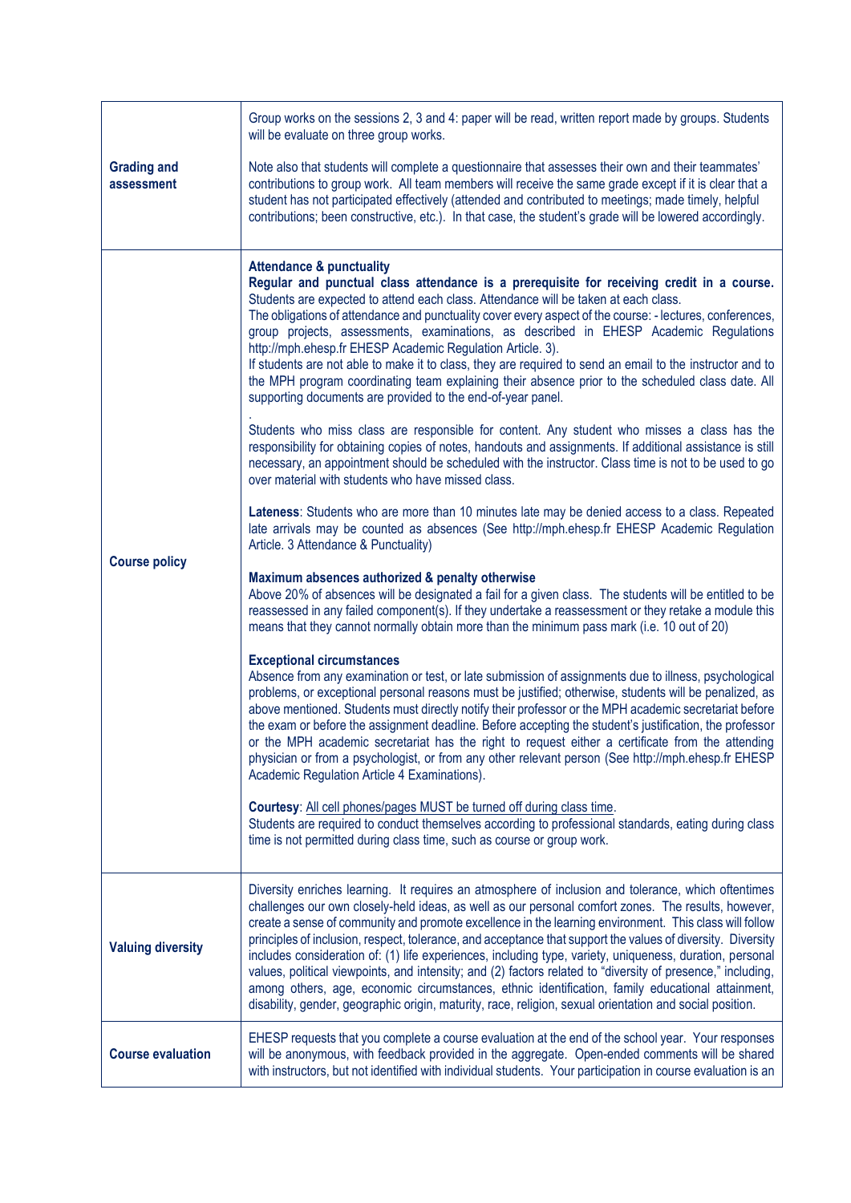| | |
|---|---|
| **Grading and assessment** | Group works on the sessions 2, 3 and 4: paper will be read, written report made by groups. Students will be evaluate on three group works.<br><br>Note also that students will complete a questionnaire that assesses their own and their teammates' contributions to group work. All team members will receive the same grade except if it is clear that a student has not participated effectively (attended and contributed to meetings; made timely, helpful contributions; been constructive, etc.). In that case, the student's grade will be lowered accordingly. |
| **Course policy** | **Attendance & punctuality**<br>**Regular and punctual class attendance is a prerequisite for receiving credit in a course.** Students are expected to attend each class. Attendance will be taken at each class.<br>The obligations of attendance and punctuality cover every aspect of the course: - lectures, conferences, group projects, assessments, examinations, as described in EHESP Academic Regulations http://mph.ehesp.fr EHESP Academic Regulation Article. 3).<br>If students are not able to make it to class, they are required to send an email to the instructor and to the MPH program coordinating team explaining their absence prior to the scheduled class date. All supporting documents are provided to the end-of-year panel.<br>.<br>Students who miss class are responsible for content. Any student who misses a class has the responsibility for obtaining copies of notes, handouts and assignments. If additional assistance is still necessary, an appointment should be scheduled with the instructor. Class time is not to be used to go over material with students who have missed class.<br><br>**Lateness**: Students who are more than 10 minutes late may be denied access to a class. Repeated late arrivals may be counted as absences (See http://mph.ehesp.fr EHESP Academic Regulation Article. 3 Attendance & Punctuality)<br><br>**Maximum absences authorized & penalty otherwise**<br>Above 20% of absences will be designated a fail for a given class. The students will be entitled to be reassessed in any failed component(s). If they undertake a reassessment or they retake a module this means that they cannot normally obtain more than the minimum pass mark (i.e. 10 out of 20)<br><br>**Exceptional circumstances**<br>Absence from any examination or test, or late submission of assignments due to illness, psychological problems, or exceptional personal reasons must be justified; otherwise, students will be penalized, as above mentioned. Students must directly notify their professor or the MPH academic secretariat before the exam or before the assignment deadline. Before accepting the student's justification, the professor or the MPH academic secretariat has the right to request either a certificate from the attending physician or from a psychologist, or from any other relevant person (See http://mph.ehesp.fr EHESP Academic Regulation Article 4 Examinations).<br><br>**Courtesy**: All cell phones/pages MUST be turned off during class time.<br>Students are required to conduct themselves according to professional standards, eating during class time is not permitted during class time, such as course or group work. |
| **Valuing diversity** | Diversity enriches learning. It requires an atmosphere of inclusion and tolerance, which oftentimes challenges our own closely-held ideas, as well as our personal comfort zones. The results, however, create a sense of community and promote excellence in the learning environment. This class will follow principles of inclusion, respect, tolerance, and acceptance that support the values of diversity. Diversity includes consideration of: (1) life experiences, including type, variety, uniqueness, duration, personal values, political viewpoints, and intensity; and (2) factors related to "diversity of presence," including, among others, age, economic circumstances, ethnic identification, family educational attainment, disability, gender, geographic origin, maturity, race, religion, sexual orientation and social position. |
| **Course evaluation** | EHESP requests that you complete a course evaluation at the end of the school year. Your responses will be anonymous, with feedback provided in the aggregate. Open-ended comments will be shared with instructors, but not identified with individual students. Your participation in course evaluation is an |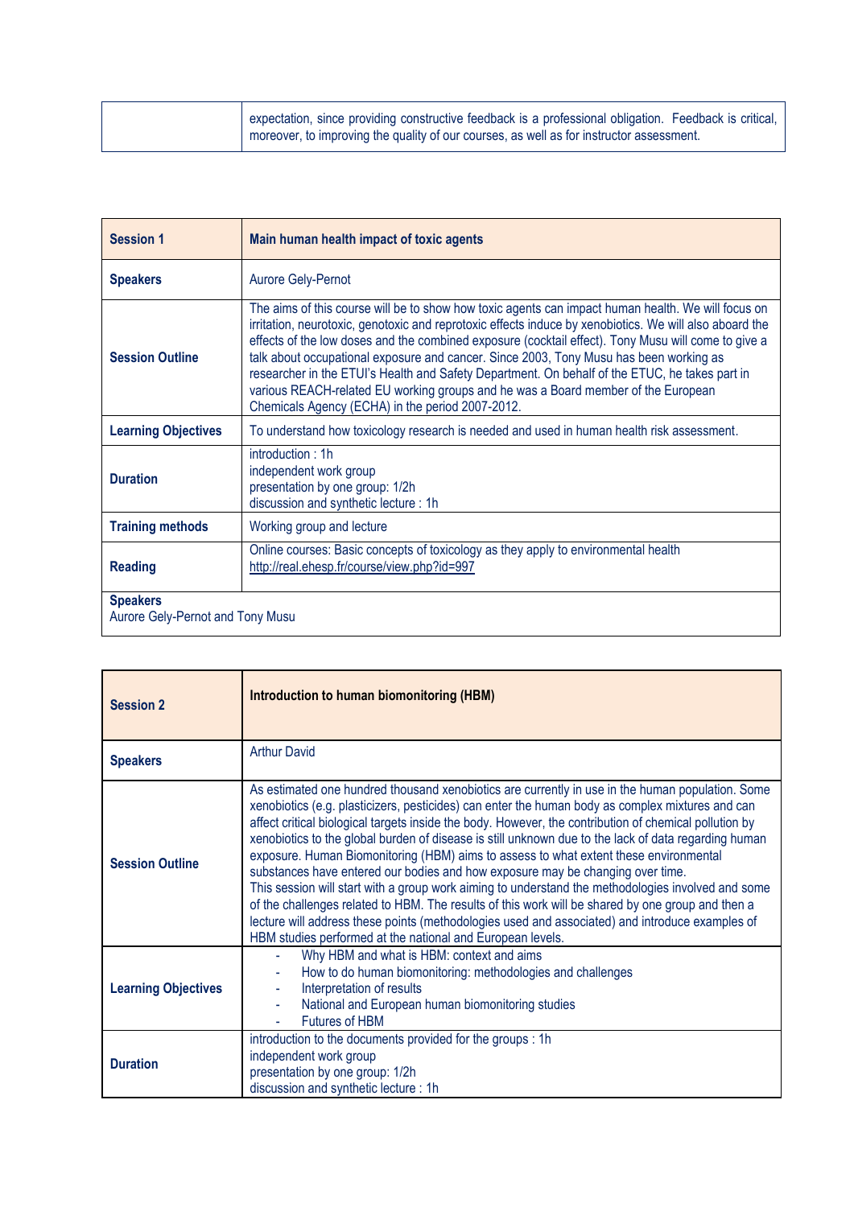| | expectation, since providing constructive feedback is a professional obligation. Feedback is critical, moreover, to improving the quality of our courses, as well as for instructor assessment. |
|---|---|

| **Session 1** | **Main human health impact of toxic agents** |
|---|---|
| **Speakers** | Aurore Gely-Pernot |
| **Session Outline** | The aims of this course will be to show how toxic agents can impact human health. We will focus on irritation, neurotoxic, genotoxic and reprotoxic effects induce by xenobiotics. We will also aboard the effects of the low doses and the combined exposure (cocktail effect). Tony Musu will come to give a talk about occupational exposure and cancer. Since 2003, Tony Musu has been working as researcher in the ETUI's Health and Safety Department. On behalf of the ETUC, he takes part in various REACH-related EU working groups and he was a Board member of the European Chemicals Agency (ECHA) in the period 2007-2012. |
| **Learning Objectives** | To understand how toxicology research is needed and used in human health risk assessment. |
| **Duration** | introduction : 1h<br>independent work group<br>presentation by one group: 1/2h<br>discussion and synthetic lecture : 1h |
| **Training methods** | Working group and lecture |
| **Reading** | Online courses: Basic concepts of toxicology as they apply to environmental health<br>http://real.ehesp.fr/course/view.php?id=997 |
| **Speakers**<br>Aurore Gely-Pernot and Tony Musu | |

| **Session 2** | **Introduction to human biomonitoring (HBM)** |
|---|---|
| **Speakers** | Arthur David |
| **Session Outline** | As estimated one hundred thousand xenobiotics are currently in use in the human population. Some xenobiotics (e.g. plasticizers, pesticides) can enter the human body as complex mixtures and can affect critical biological targets inside the body. However, the contribution of chemical pollution by xenobiotics to the global burden of disease is still unknown due to the lack of data regarding human exposure. Human Biomonitoring (HBM) aims to assess to what extent these environmental substances have entered our bodies and how exposure may be changing over time.<br>This session will start with a group work aiming to understand the methodologies involved and some of the challenges related to HBM. The results of this work will be shared by one group and then a lecture will address these points (methodologies used and associated) and introduce examples of HBM studies performed at the national and European levels. |
| **Learning Objectives** | - Why HBM and what is HBM: context and aims<br>- How to do human biomonitoring: methodologies and challenges<br>- Interpretation of results<br>- National and European human biomonitoring studies<br>- Futures of HBM |
| **Duration** | introduction to the documents provided for the groups : 1h<br>independent work group<br>presentation by one group: 1/2h<br>discussion and synthetic lecture : 1h |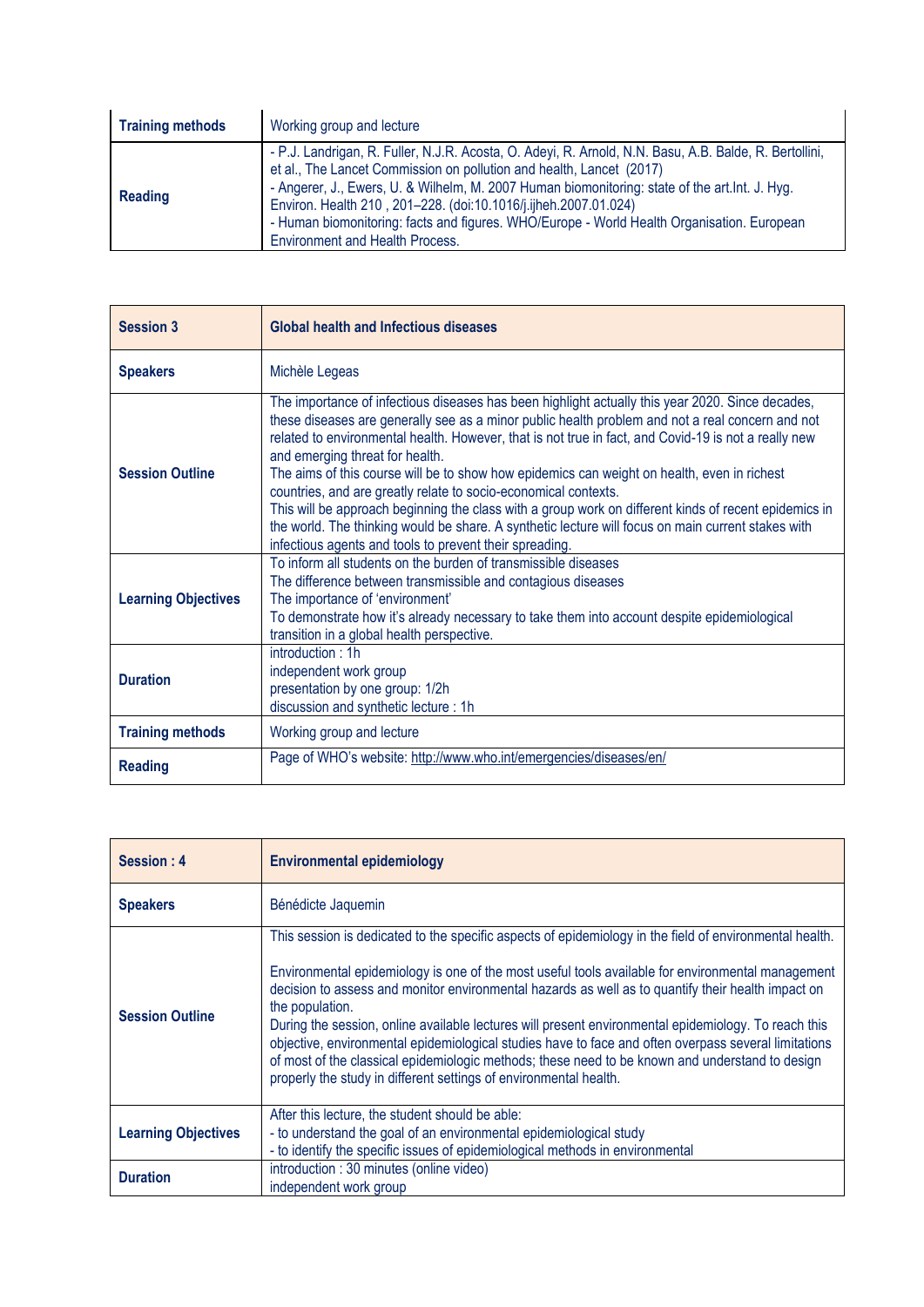| Training methods | Working group and lecture |
|---|---|
| Reading | - P.J. Landrigan, R. Fuller, N.J.R. Acosta, O. Adeyi, R. Arnold, N.N. Basu, A.B. Balde, R. Bertollini, et al., The Lancet Commission on pollution and health, Lancet (2017)<br>- Angerer, J., Ewers, U. & Wilhelm, M. 2007 Human biomonitoring: state of the art.Int. J. Hyg. Environ. Health 210 , 201–228. (doi:10.1016/j.ijheh.2007.01.024)<br>- Human biomonitoring: facts and figures. WHO/Europe - World Health Organisation. European Environment and Health Process. |

| Session 3 | Global health and Infectious diseases |
|---|---|
| Speakers | Michèle Legeas |
| Session Outline | The importance of infectious diseases has been highlight actually this year 2020. Since decades, these diseases are generally see as a minor public health problem and not a real concern and not related to environmental health. However, that is not true in fact, and Covid-19 is not a really new and emerging threat for health.<br>The aims of this course will be to show how epidemics can weight on health, even in richest countries, and are greatly relate to socio-economical contexts.<br>This will be approach beginning the class with a group work on different kinds of recent epidemics in the world. The thinking would be share. A synthetic lecture will focus on main current stakes with infectious agents and tools to prevent their spreading. |
| Learning Objectives | To inform all students on the burden of transmissible diseases<br>The difference between transmissible and contagious diseases<br>The importance of 'environment'<br>To demonstrate how it's already necessary to take them into account despite epidemiological transition in a global health perspective. |
| Duration | introduction : 1h<br>independent work group<br>presentation by one group: 1/2h<br>discussion and synthetic lecture : 1h |
| Training methods | Working group and lecture |
| Reading | Page of WHO's website: http://www.who.int/emergencies/diseases/en/ |

| Session : 4 | Environmental epidemiology |
|---|---|
| Speakers | Bénédicte Jaquemin |
| Session Outline | This session is dedicated to the specific aspects of epidemiology in the field of environmental health.<br><br>Environmental epidemiology is one of the most useful tools available for environmental management decision to assess and monitor environmental hazards as well as to quantify their health impact on the population.<br>During the session, online available lectures will present environmental epidemiology. To reach this objective, environmental epidemiological studies have to face and often overpass several limitations of most of the classical epidemiologic methods; these need to be known and understand to design properly the study in different settings of environmental health. |
| Learning Objectives | After this lecture, the student should be able:<br>- to understand the goal of an environmental epidemiological study<br>- to identify the specific issues of epidemiological methods in environmental |
| Duration | introduction : 30 minutes (online video)<br>independent work group |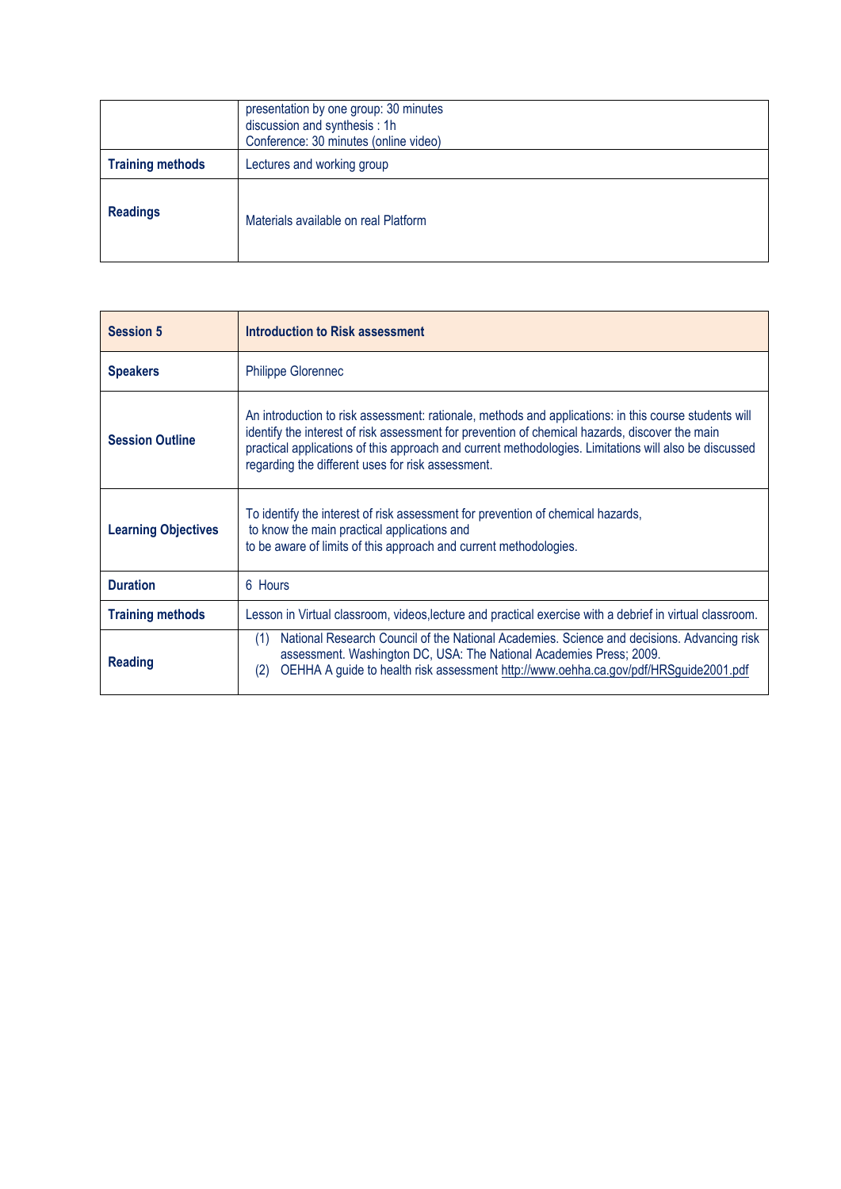| | |
|---|---|
| | presentation by one group: 30 minutes<br>discussion and synthesis : 1h<br>Conference: 30 minutes (online video) |
| **Training methods** | Lectures and working group |
| **Readings** | Materials available on real Platform |

| **Session 5** | **Introduction to Risk assessment** |
|---|---|
| **Speakers** | Philippe Glorennec |
| **Session Outline** | An introduction to risk assessment: rationale, methods and applications: in this course students will identify the interest of risk assessment for prevention of chemical hazards, discover the main practical applications of this approach and current methodologies. Limitations will also be discussed regarding the different uses for risk assessment. |
| **Learning Objectives** | To identify the interest of risk assessment for prevention of chemical hazards,<br>to know the main practical applications and<br>to be aware of limits of this approach and current methodologies. |
| **Duration** | 6 Hours |
| **Training methods** | Lesson in Virtual classroom, videos,lecture and practical exercise with a debrief in virtual classroom. |
| **Reading** | (1) National Research Council of the National Academies. Science and decisions. Advancing risk assessment. Washington DC, USA: The National Academies Press; 2009.<br>(2) OEHHA A guide to health risk assessment http://www.oehha.ca.gov/pdf/HRSguide2001.pdf |